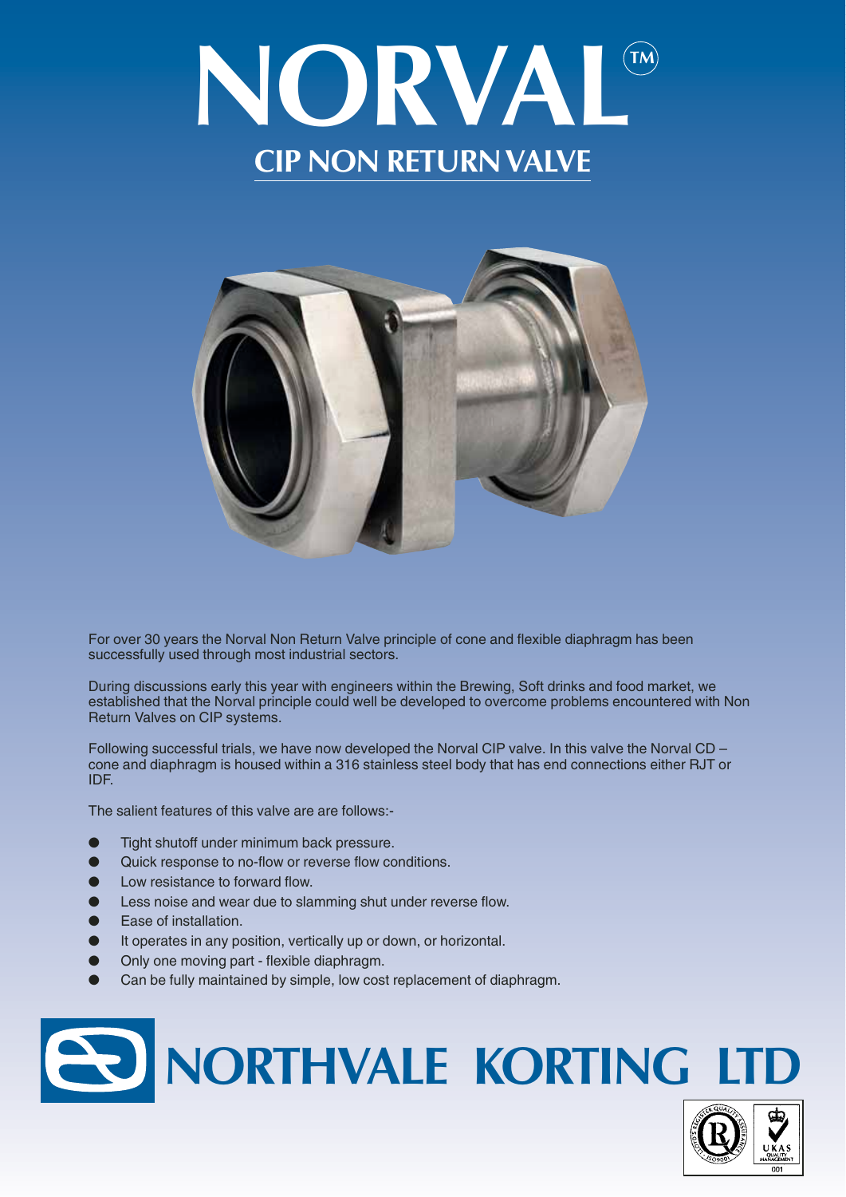# NORVAL™

## CIP NON RETURN VALVE

For over 30 years the Norval Non Return Valve principle of cone and flexible diaphragm has been successfully used through most industrial sectors.

During discussions early this year with engineers within the Brewing, Soft drinks and food market, we established that the Norval principle could well be developed to overcome problems encountered with Non Return Valves on CIP systems.

Following successful trials, we have now developed the Norval CIP valve. In this valve the Norval CD – cone and diaphragm is housed within a 316 stainless steel body that has end connections either RJT or IDF.

The salient features of this valve are are follows:-

- Tight shutoff under minimum back pressure.
- Quick response to no-flow or reverse flow conditions.
- Low resistance to forward flow.
- Less noise and wear due to slamming shut under reverse flow.
- Ease of installation.
- It operates in any position, vertically up or down, or horizontal.
- Only one moving part - flexible diaphragm.
- Can be fully maintained by simple, low cost replacement of diaphragm.

# NORTHVALE KORTING LTD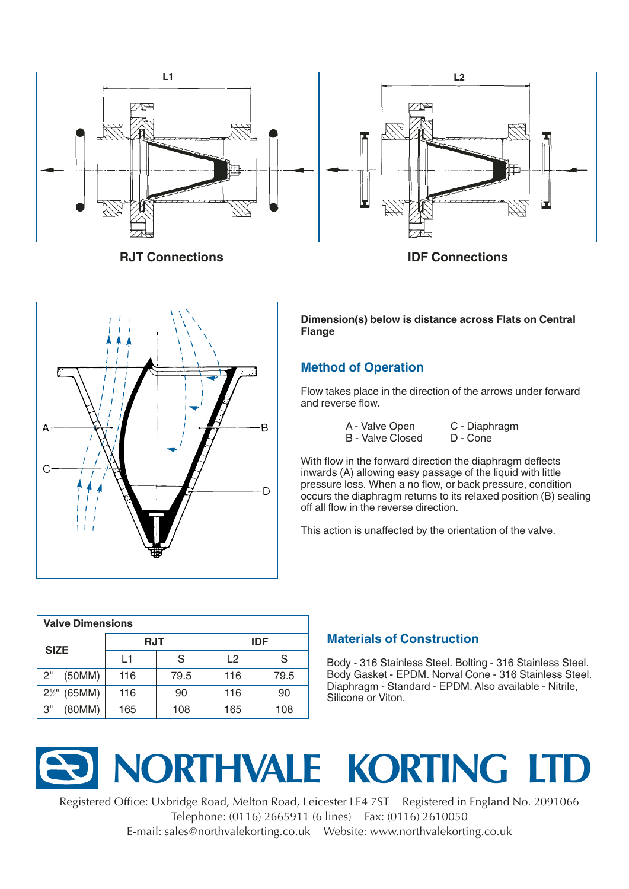L1

L2

**RJT Connections**

**IDF Connections**

A

B

C

D

**Dimension(s) below is distance across Flats on Central Flange**

## Method of Operation

Flow takes place in the direction of the arrows under forward and reverse flow.

A - Valve Open
B - Valve Closed

C - Diaphragm
D - Cone

With flow in the forward direction the diaphragm deflects inwards (A) allowing easy passage of the liquid with little pressure loss. When a no flow, or back pressure, condition occurs the diaphragm returns to its relaxed position (B) sealing off all flow in the reverse direction.

This action is unaffected by the orientation of the valve.

**Valve Dimensions**

| SIZE | RJT | | IDF | |
|---|---|---|---|---|
| | L1 | S | L2 | S |
| 2" (50MM) | 116 | 79.5 | 116 | 79.5 |
| 2½" (65MM) | 116 | 90 | 116 | 90 |
| 3" (80MM) | 165 | 108 | 165 | 108 |

## Materials of Construction

Body - 316 Stainless Steel. Bolting - 316 Stainless Steel. Body Gasket - EPDM. Norval Cone - 316 Stainless Steel. Diaphragm - Standard - EPDM. Also available - Nitrile, Silicone or Viton.

# NORTHVALE KORTING LTD

Registered Office: Uxbridge Road, Melton Road, Leicester LE4 7ST Registered in England No. 2091066
Telephone: (0116) 2665911 (6 lines) Fax: (0116) 2610050
E-mail: sales@northvalekorting.co.uk Website: www.northvalekorting.co.uk